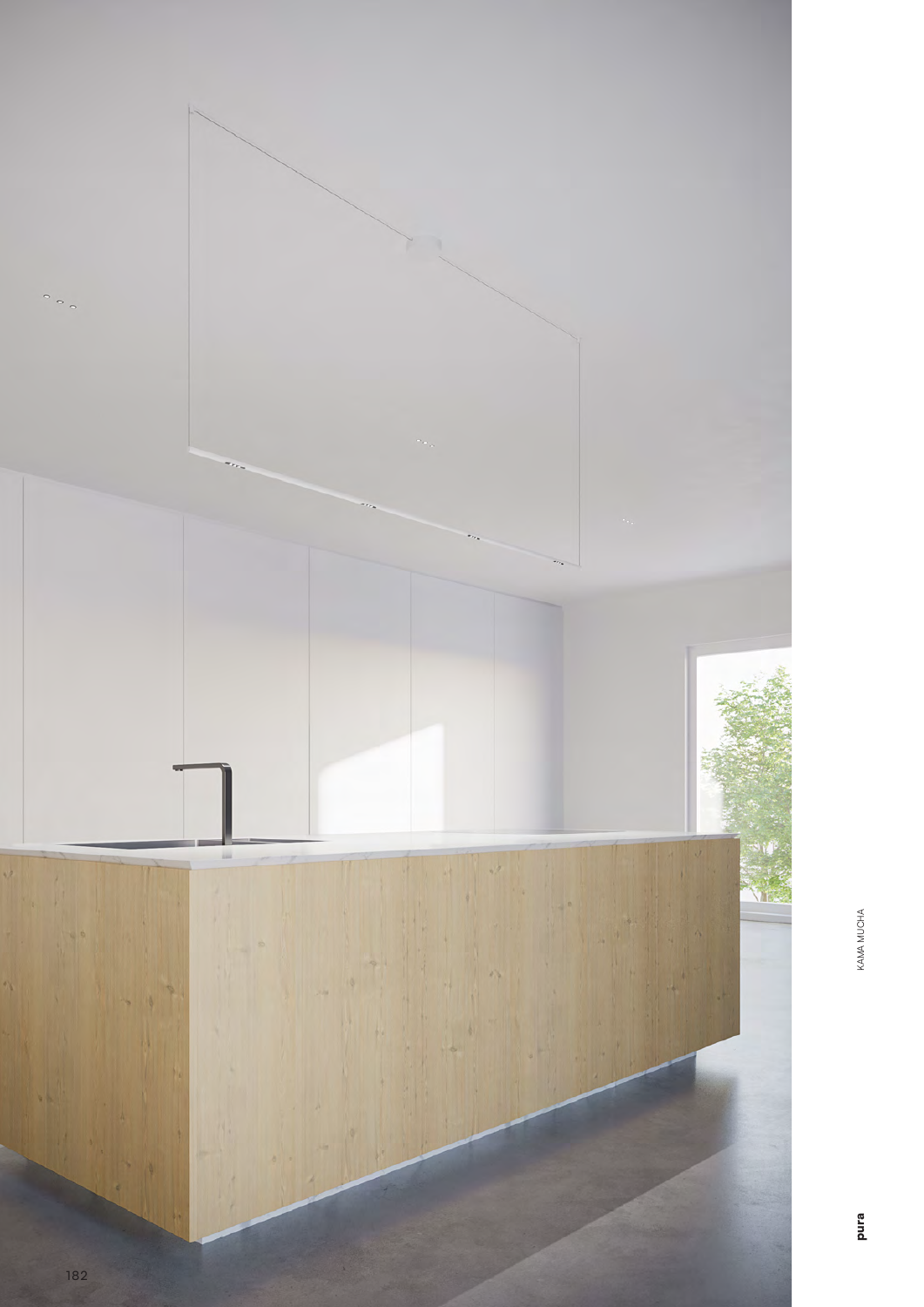KAMA MUCHA

**pura**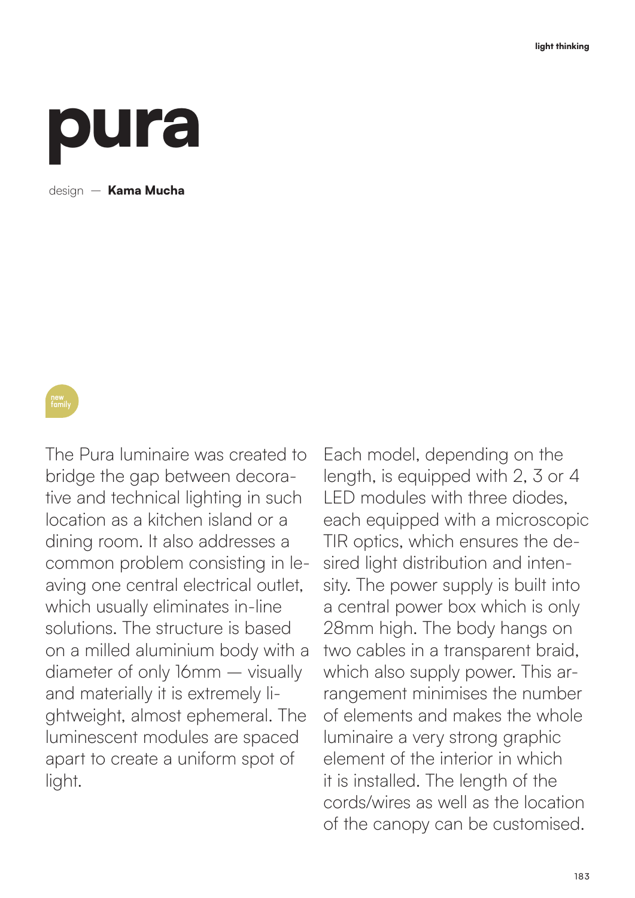# pura

design — **Kama Mucha**

new family

The Pura luminaire was created to bridge the gap between decorative and technical lighting in such location as a kitchen island or a dining room. It also addresses a common problem consisting in leaving one central electrical outlet, which usually eliminates in-line solutions. The structure is based on a milled aluminium body with a diameter of only 16mm — visually and materially it is extremely lightweight, almost ephemeral. The luminescent modules are spaced apart to create a uniform spot of light.

Each model, depending on the length, is equipped with 2, 3 or 4 LED modules with three diodes, each equipped with a microscopic TIR optics, which ensures the desired light distribution and intensity. The power supply is built into a central power box which is only 28mm high. The body hangs on two cables in a transparent braid, which also supply power. This arrangement minimises the number of elements and makes the whole luminaire a very strong graphic element of the interior in which it is installed. The length of the cords/wires as well as the location of the canopy can be customised.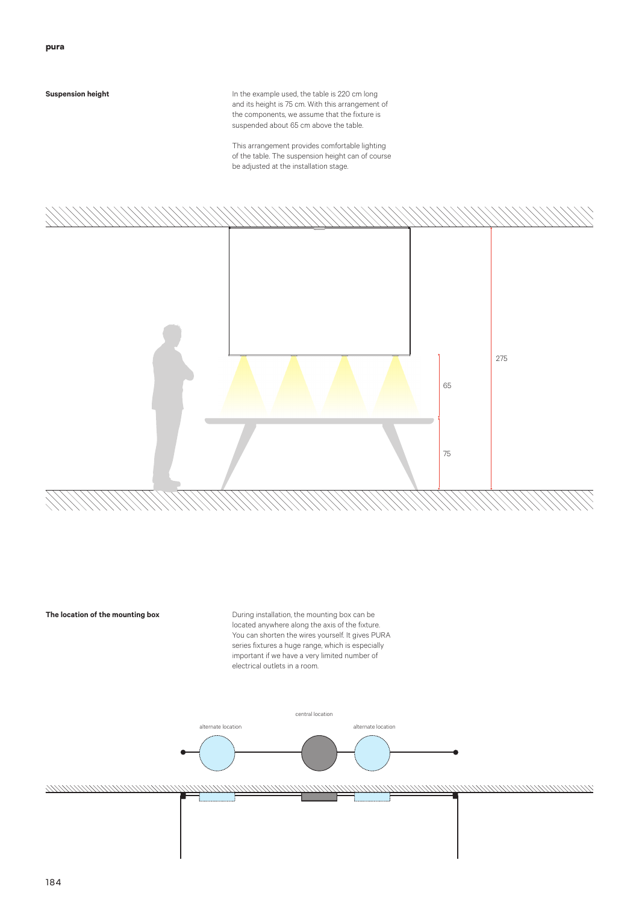## Suspension height

In the example used, the table is 220 cm long and its height is 75 cm. With this arrangement of the components, we assume that the fixture is suspended about 65 cm above the table.

This arrangement provides comfortable lighting of the table. The suspension height can of course be adjusted at the installation stage.

275

65

75

## The location of the mounting box

During installation, the mounting box can be located anywhere along the axis of the fixture. You can shorten the wires yourself. It gives PURA series fixtures a huge range, which is especially important if we have a very limited number of electrical outlets in a room.

central location

alternate location

alternate location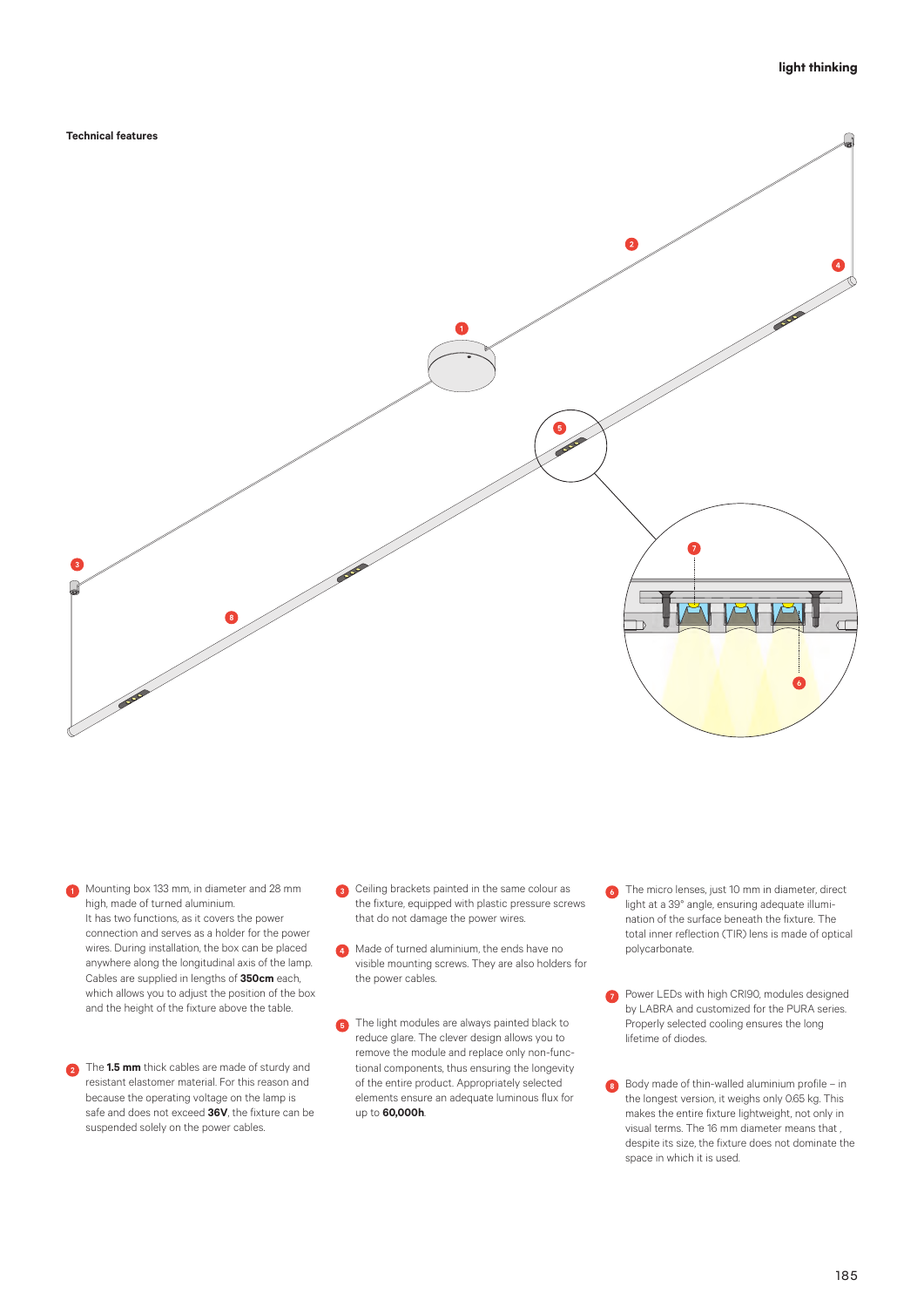## Technical features

1. Mounting box 133 mm, in diameter and 28 mm high, made of turned aluminium.
It has two functions, as it covers the power connection and serves as a holder for the power wires. During installation, the box can be placed anywhere along the longitudinal axis of the lamp. Cables are supplied in lengths of **350cm** each, which allows you to adjust the position of the box and the height of the fixture above the table.

2. The **1.5 mm** thick cables are made of sturdy and resistant elastomer material. For this reason and because the operating voltage on the lamp is safe and does not exceed **36V**, the fixture can be suspended solely on the power cables.

3. Ceiling brackets painted in the same colour as the fixture, equipped with plastic pressure screws that do not damage the power wires.

4. Made of turned aluminium, the ends have no visible mounting screws. They are also holders for the power cables.

5. The light modules are always painted black to reduce glare. The clever design allows you to remove the module and replace only non-functional components, thus ensuring the longevity of the entire product. Appropriately selected elements ensure an adequate luminous flux for up to **60,000h**.

6. The micro lenses, just 10 mm in diameter, direct light at a 39° angle, ensuring adequate illumination of the surface beneath the fixture. The total inner reflection (TIR) lens is made of optical polycarbonate.

7. Power LEDs with high CRI90, modules designed by LABRA and customized for the PURA series. Properly selected cooling ensures the long lifetime of diodes.

8. Body made of thin-walled aluminium profile – in the longest version, it weighs only 0.65 kg. This makes the entire fixture lightweight, not only in visual terms. The 16 mm diameter means that , despite its size, the fixture does not dominate the space in which it is used.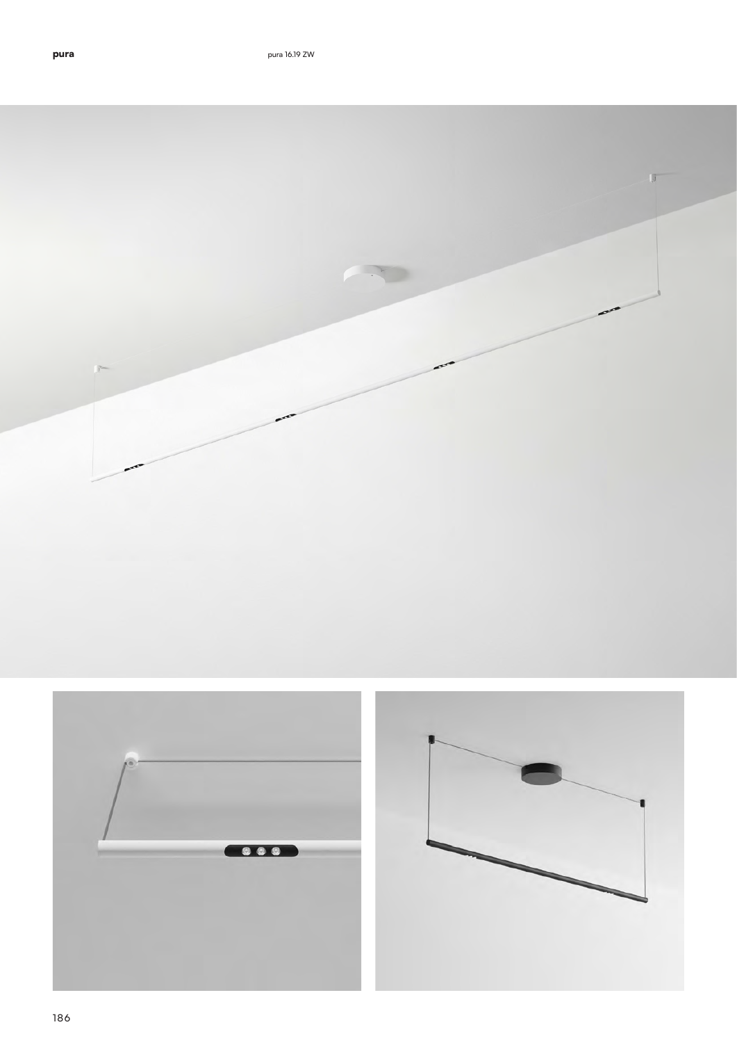pura 16.19 ZW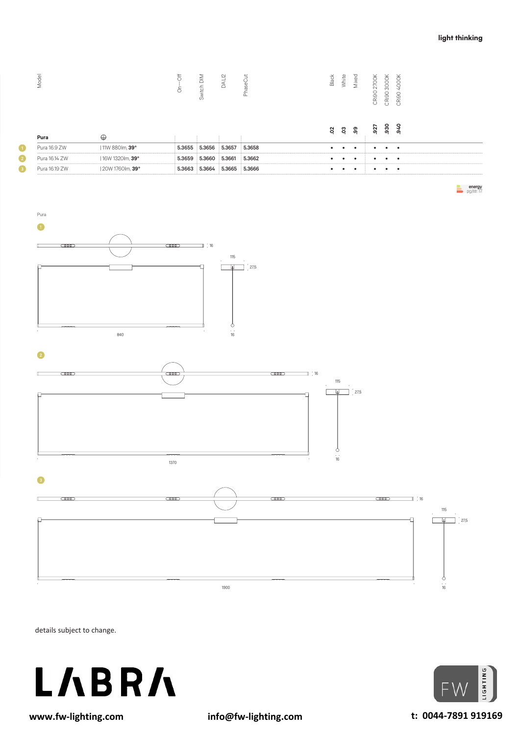light thinking

| Model | | On—Off | Switch DIM | DALI2 | PhaseCut | Black .02 | White .03 | Mixed .99 | CRI90 2700K .927 | CRI90 3000K .930 | CRI90 4000K .940 |
|---|---|---|---|---|---|---|---|---|---|---|---|
| **Pura** | ⊕ | | | | | | | | | | |
| 1 Pura 16.9 ZW | \| 11W 880lm, **39°** | 5.3655 | 5.3656 | 5.3657 | 5.3658 | • | • | • | • | • | • |
| 2 Pura 16.14 ZW | \| 16W 1320lm, **39°** | 5.3659 | 5.3660 | 5.3661 | 5.3662 | • | • | • | • | • | • |
| 3 Pura 16.19 ZW | \| 20W 1760lm, **39°** | 5.3663 | 5.3664 | 5.3665 | 5.3666 | • | • | • | • | • | • |

energy
pg/str. 17

Pura

1

16
115
27,5
840
16

2

16
115
27,5
1370
16

3

16
115
27,5
1900
16

details subject to change.

LABRA

FW LIGHTING

www.fw-lighting.com

info@fw-lighting.com

t: 0044-7891 919169